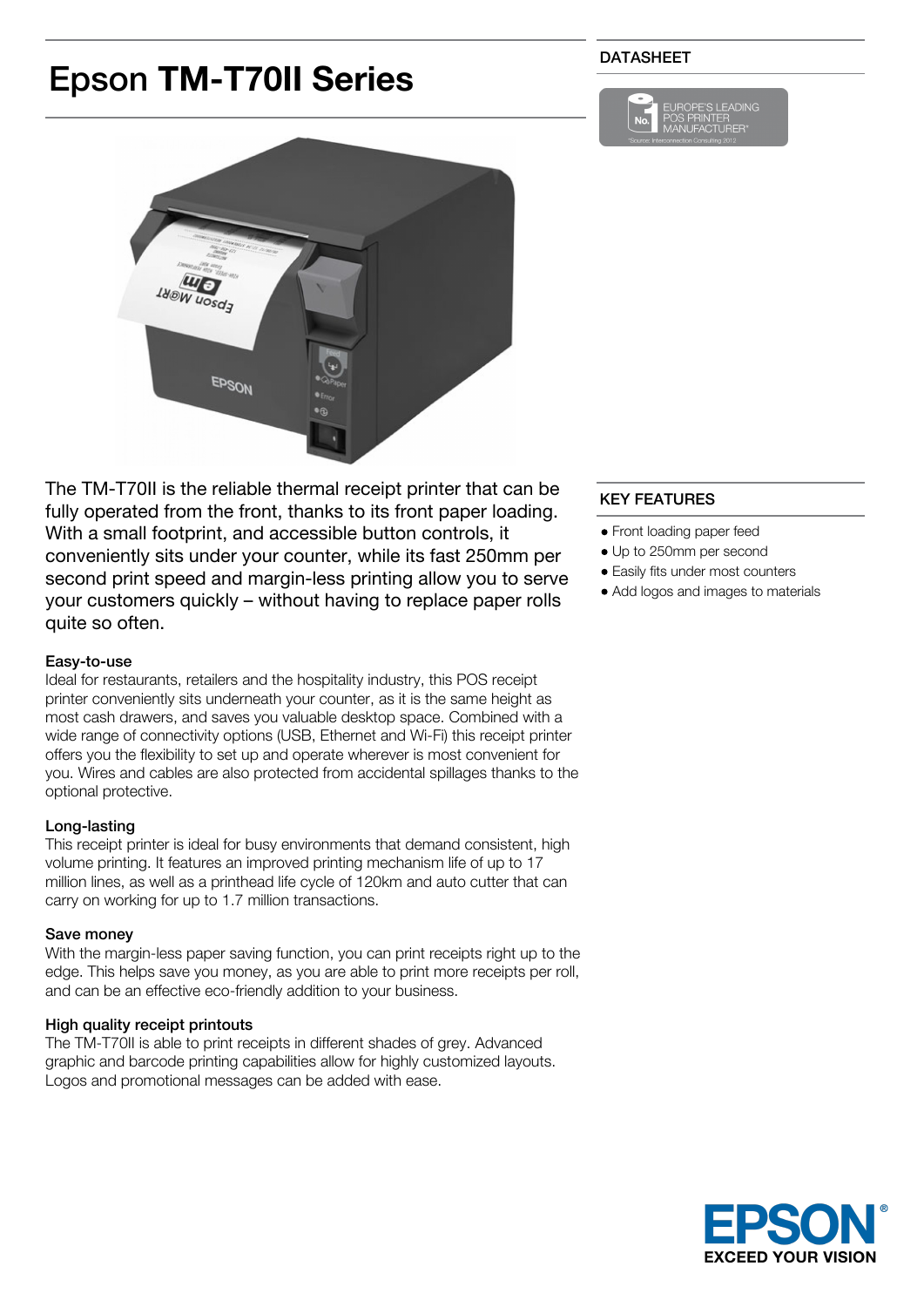# Epson **TM-T70II Series**

DATASHEET

The TM-T70II is the reliable thermal receipt printer that can be fully operated from the front, thanks to its front paper loading. With a small footprint, and accessible button controls, it conveniently sits under your counter, while its fast 250mm per second print speed and margin-less printing allow you to serve your customers quickly – without having to replace paper rolls quite so often.

### Easy-to-use

Ideal for restaurants, retailers and the hospitality industry, this POS receipt printer conveniently sits underneath your counter, as it is the same height as most cash drawers, and saves you valuable desktop space. Combined with a wide range of connectivity options (USB, Ethernet and Wi-Fi) this receipt printer offers you the flexibility to set up and operate wherever is most convenient for you. Wires and cables are also protected from accidental spillages thanks to the optional protective.

### Long-lasting

This receipt printer is ideal for busy environments that demand consistent, high volume printing. It features an improved printing mechanism life of up to 17 million lines, as well as a printhead life cycle of 120km and auto cutter that can carry on working for up to 1.7 million transactions.

### Save money

With the margin-less paper saving function, you can print receipts right up to the edge. This helps save you money, as you are able to print more receipts per roll, and can be an effective eco-friendly addition to your business.

### High quality receipt printouts

The TM-T70II is able to print receipts in different shades of grey. Advanced graphic and barcode printing capabilities allow for highly customized layouts. Logos and promotional messages can be added with ease.

## KEY FEATURES

- Front loading paper feed
- Up to 250mm per second
- Easily fits under most counters
- Add logos and images to materials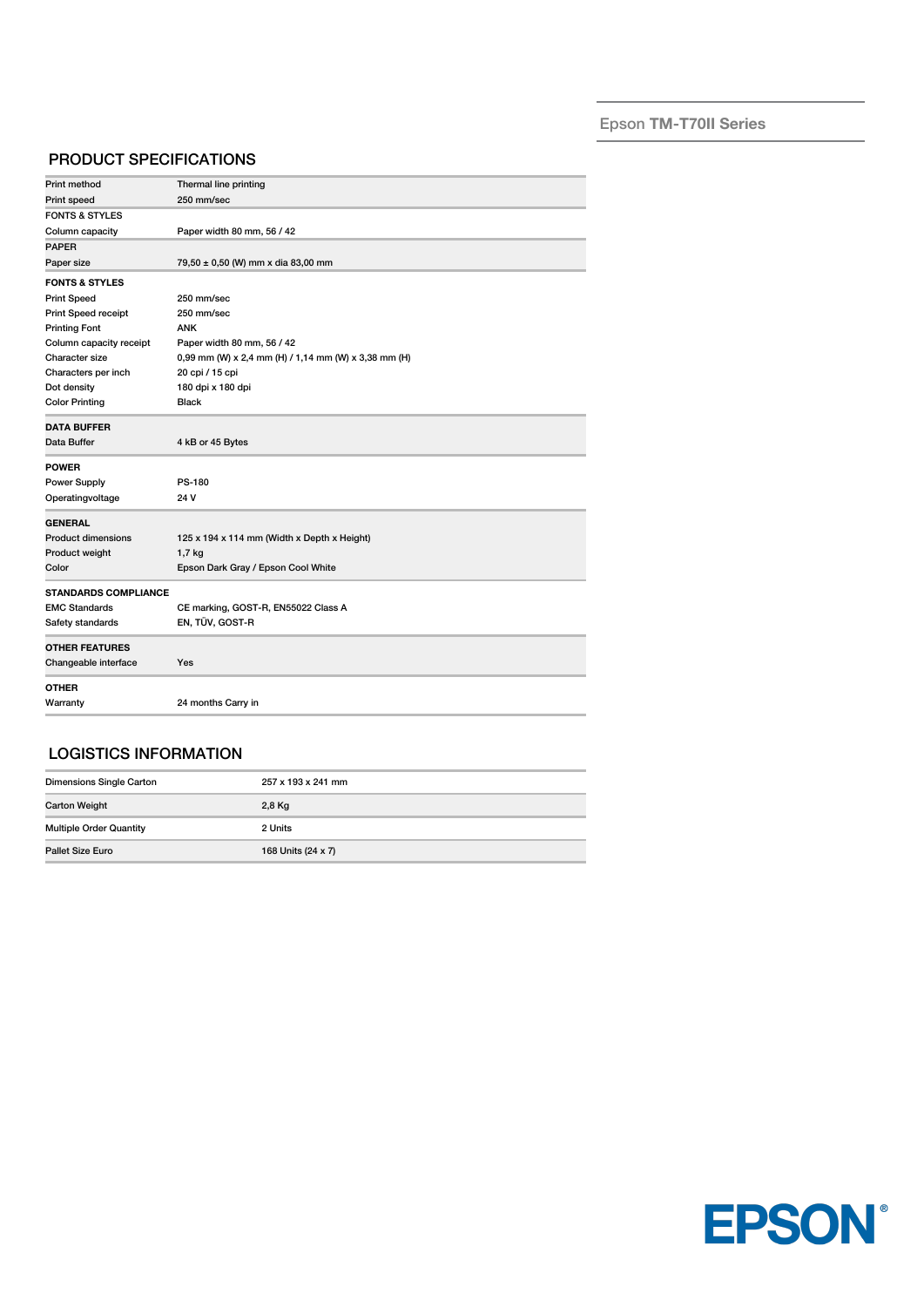## PRODUCT SPECIFICATIONS

| | |
|---|---|
| Print method | Thermal line printing |
| Print speed | 250 mm/sec |
| **FONTS & STYLES** | |
| Column capacity | Paper width 80 mm, 56 / 42 |
| **PAPER** | |
| Paper size | 79,50 ± 0,50 (W) mm x dia 83,00 mm |
| **FONTS & STYLES** | |
| Print Speed | 250 mm/sec |
| Print Speed receipt | 250 mm/sec |
| Printing Font | ANK |
| Column capacity receipt | Paper width 80 mm, 56 / 42 |
| Character size | 0,99 mm (W) x 2,4 mm (H) / 1,14 mm (W) x 3,38 mm (H) |
| Characters per inch | 20 cpi / 15 cpi |
| Dot density | 180 dpi x 180 dpi |
| Color Printing | Black |
| **DATA BUFFER** | |
| Data Buffer | 4 kB or 45 Bytes |
| **POWER** | |
| Power Supply | PS-180 |
| Operatingvoltage | 24 V |
| **GENERAL** | |
| Product dimensions | 125 x 194 x 114 mm (Width x Depth x Height) |
| Product weight | 1,7 kg |
| Color | Epson Dark Gray / Epson Cool White |
| **STANDARDS COMPLIANCE** | |
| EMC Standards | CE marking, GOST-R, EN55022 Class A |
| Safety standards | EN, TÜV, GOST-R |
| **OTHER FEATURES** | |
| Changeable interface | Yes |
| **OTHER** | |
| Warranty | 24 months Carry in |

## LOGISTICS INFORMATION

| | |
|---|---|
| Dimensions Single Carton | 257 x 193 x 241 mm |
| Carton Weight | 2,8 Kg |
| Multiple Order Quantity | 2 Units |
| Pallet Size Euro | 168 Units (24 x 7) |